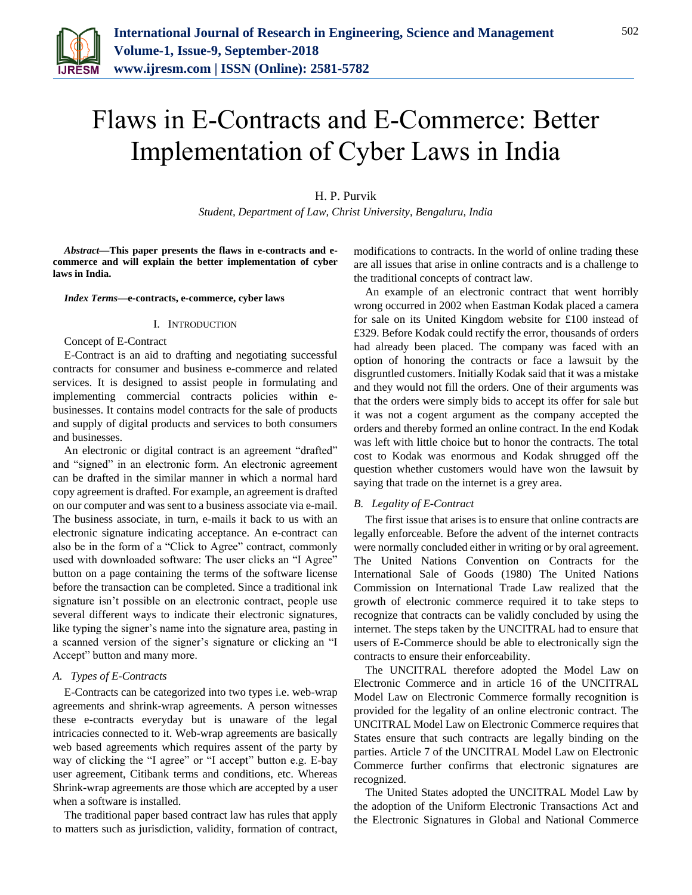# Flaws in E-Contracts and E-Commerce: Better Implementation of Cyber Laws in India

H. P. Purvik

*Student, Department of Law, Christ University, Bengaluru, India*

***Abstract*—This paper presents the flaws in e-contracts and e-commerce and will explain the better implementation of cyber laws in India.**

***Index Terms*—e-contracts, e-commerce, cyber laws**

## I. Introduction

Concept of E-Contract

E-Contract is an aid to drafting and negotiating successful contracts for consumer and business e-commerce and related services. It is designed to assist people in formulating and implementing commercial contracts policies within e-businesses. It contains model contracts for the sale of products and supply of digital products and services to both consumers and businesses.

An electronic or digital contract is an agreement "drafted" and "signed" in an electronic form. An electronic agreement can be drafted in the similar manner in which a normal hard copy agreement is drafted. For example, an agreement is drafted on our computer and was sent to a business associate via e-mail. The business associate, in turn, e-mails it back to us with an electronic signature indicating acceptance. An e-contract can also be in the form of a "Click to Agree" contract, commonly used with downloaded software: The user clicks an "I Agree" button on a page containing the terms of the software license before the transaction can be completed. Since a traditional ink signature isn't possible on an electronic contract, people use several different ways to indicate their electronic signatures, like typing the signer's name into the signature area, pasting in a scanned version of the signer's signature or clicking an "I Accept" button and many more.

### *A. Types of E-Contracts*

E-Contracts can be categorized into two types i.e. web-wrap agreements and shrink-wrap agreements. A person witnesses these e-contracts everyday but is unaware of the legal intricacies connected to it. Web-wrap agreements are basically web based agreements which requires assent of the party by way of clicking the "I agree" or "I accept" button e.g. E-bay user agreement, Citibank terms and conditions, etc. Whereas Shrink-wrap agreements are those which are accepted by a user when a software is installed.

The traditional paper based contract law has rules that apply to matters such as jurisdiction, validity, formation of contract, modifications to contracts. In the world of online trading these are all issues that arise in online contracts and is a challenge to the traditional concepts of contract law.

An example of an electronic contract that went horribly wrong occurred in 2002 when Eastman Kodak placed a camera for sale on its United Kingdom website for £100 instead of £329. Before Kodak could rectify the error, thousands of orders had already been placed. The company was faced with an option of honoring the contracts or face a lawsuit by the disgruntled customers. Initially Kodak said that it was a mistake and they would not fill the orders. One of their arguments was that the orders were simply bids to accept its offer for sale but it was not a cogent argument as the company accepted the orders and thereby formed an online contract. In the end Kodak was left with little choice but to honor the contracts. The total cost to Kodak was enormous and Kodak shrugged off the question whether customers would have won the lawsuit by saying that trade on the internet is a grey area.

### *B. Legality of E-Contract*

The first issue that arises is to ensure that online contracts are legally enforceable. Before the advent of the internet contracts were normally concluded either in writing or by oral agreement. The United Nations Convention on Contracts for the International Sale of Goods (1980) The United Nations Commission on International Trade Law realized that the growth of electronic commerce required it to take steps to recognize that contracts can be validly concluded by using the internet. The steps taken by the UNCITRAL had to ensure that users of E-Commerce should be able to electronically sign the contracts to ensure their enforceability.

The UNCITRAL therefore adopted the Model Law on Electronic Commerce and in article 16 of the UNCITRAL Model Law on Electronic Commerce formally recognition is provided for the legality of an online electronic contract. The UNCITRAL Model Law on Electronic Commerce requires that States ensure that such contracts are legally binding on the parties. Article 7 of the UNCITRAL Model Law on Electronic Commerce further confirms that electronic signatures are recognized.

The United States adopted the UNCITRAL Model Law by the adoption of the Uniform Electronic Transactions Act and the Electronic Signatures in Global and National Commerce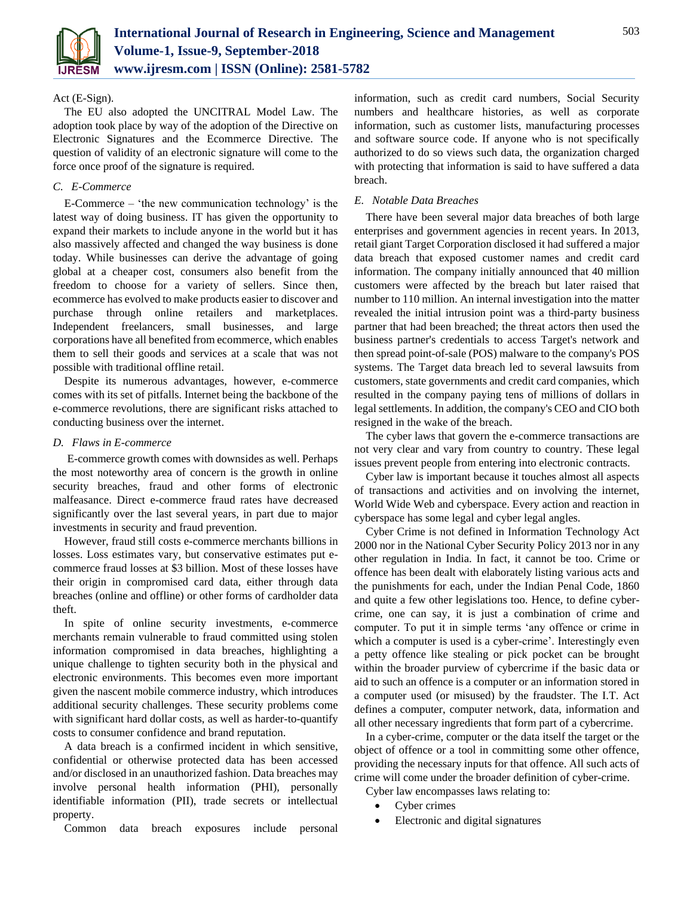Act (E-Sign).

The EU also adopted the UNCITRAL Model Law. The adoption took place by way of the adoption of the Directive on Electronic Signatures and the Ecommerce Directive. The question of validity of an electronic signature will come to the force once proof of the signature is required.

### *C. E-Commerce*

E-Commerce – 'the new communication technology' is the latest way of doing business. IT has given the opportunity to expand their markets to include anyone in the world but it has also massively affected and changed the way business is done today. While businesses can derive the advantage of going global at a cheaper cost, consumers also benefit from the freedom to choose for a variety of sellers. Since then, ecommerce has evolved to make products easier to discover and purchase through online retailers and marketplaces. Independent freelancers, small businesses, and large corporations have all benefited from ecommerce, which enables them to sell their goods and services at a scale that was not possible with traditional offline retail.

Despite its numerous advantages, however, e-commerce comes with its set of pitfalls. Internet being the backbone of the e-commerce revolutions, there are significant risks attached to conducting business over the internet.

### *D. Flaws in E-commerce*

E-commerce growth comes with downsides as well. Perhaps the most noteworthy area of concern is the growth in online security breaches, fraud and other forms of electronic malfeasance. Direct e-commerce fraud rates have decreased significantly over the last several years, in part due to major investments in security and fraud prevention.

However, fraud still costs e-commerce merchants billions in losses. Loss estimates vary, but conservative estimates put e-commerce fraud losses at $3 billion. Most of these losses have their origin in compromised card data, either through data breaches (online and offline) or other forms of cardholder data theft.

In spite of online security investments, e-commerce merchants remain vulnerable to fraud committed using stolen information compromised in data breaches, highlighting a unique challenge to tighten security both in the physical and electronic environments. This becomes even more important given the nascent mobile commerce industry, which introduces additional security challenges. These security problems come with significant hard dollar costs, as well as harder-to-quantify costs to consumer confidence and brand reputation.

A data breach is a confirmed incident in which sensitive, confidential or otherwise protected data has been accessed and/or disclosed in an unauthorized fashion. Data breaches may involve personal health information (PHI), personally identifiable information (PII), trade secrets or intellectual property.

Common data breach exposures include personal information, such as credit card numbers, Social Security numbers and healthcare histories, as well as corporate information, such as customer lists, manufacturing processes and software source code. If anyone who is not specifically authorized to do so views such data, the organization charged with protecting that information is said to have suffered a data breach.

### *E. Notable Data Breaches*

There have been several major data breaches of both large enterprises and government agencies in recent years. In 2013, retail giant Target Corporation disclosed it had suffered a major data breach that exposed customer names and credit card information. The company initially announced that 40 million customers were affected by the breach but later raised that number to 110 million. An internal investigation into the matter revealed the initial intrusion point was a third-party business partner that had been breached; the threat actors then used the business partner's credentials to access Target's network and then spread point-of-sale (POS) malware to the company's POS systems. The Target data breach led to several lawsuits from customers, state governments and credit card companies, which resulted in the company paying tens of millions of dollars in legal settlements. In addition, the company's CEO and CIO both resigned in the wake of the breach.

The cyber laws that govern the e-commerce transactions are not very clear and vary from country to country. These legal issues prevent people from entering into electronic contracts.

Cyber law is important because it touches almost all aspects of transactions and activities and on involving the internet, World Wide Web and cyberspace. Every action and reaction in cyberspace has some legal and cyber legal angles.

Cyber Crime is not defined in Information Technology Act 2000 nor in the National Cyber Security Policy 2013 nor in any other regulation in India. In fact, it cannot be too. Crime or offence has been dealt with elaborately listing various acts and the punishments for each, under the Indian Penal Code, 1860 and quite a few other legislations too. Hence, to define cyber-crime, one can say, it is just a combination of crime and computer. To put it in simple terms 'any offence or crime in which a computer is used is a cyber-crime'. Interestingly even a petty offence like stealing or pick pocket can be brought within the broader purview of cybercrime if the basic data or aid to such an offence is a computer or an information stored in a computer used (or misused) by the fraudster. The I.T. Act defines a computer, computer network, data, information and all other necessary ingredients that form part of a cybercrime.

In a cyber-crime, computer or the data itself the target or the object of offence or a tool in committing some other offence, providing the necessary inputs for that offence. All such acts of crime will come under the broader definition of cyber-crime.

Cyber law encompasses laws relating to:

- Cyber crimes
- Electronic and digital signatures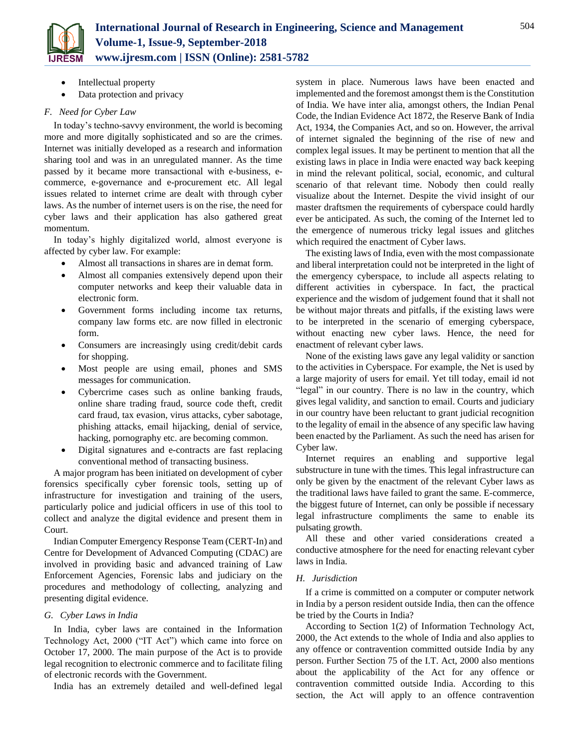- Intellectual property
- Data protection and privacy

### *F. Need for Cyber Law*

In today's techno-savvy environment, the world is becoming more and more digitally sophisticated and so are the crimes. Internet was initially developed as a research and information sharing tool and was in an unregulated manner. As the time passed by it became more transactional with e-business, e-commerce, e-governance and e-procurement etc. All legal issues related to internet crime are dealt with through cyber laws. As the number of internet users is on the rise, the need for cyber laws and their application has also gathered great momentum.

In today's highly digitalized world, almost everyone is affected by cyber law. For example:

- Almost all transactions in shares are in demat form.
- Almost all companies extensively depend upon their computer networks and keep their valuable data in electronic form.
- Government forms including income tax returns, company law forms etc. are now filled in electronic form.
- Consumers are increasingly using credit/debit cards for shopping.
- Most people are using email, phones and SMS messages for communication.
- Cybercrime cases such as online banking frauds, online share trading fraud, source code theft, credit card fraud, tax evasion, virus attacks, cyber sabotage, phishing attacks, email hijacking, denial of service, hacking, pornography etc. are becoming common.
- Digital signatures and e-contracts are fast replacing conventional method of transacting business.

A major program has been initiated on development of cyber forensics specifically cyber forensic tools, setting up of infrastructure for investigation and training of the users, particularly police and judicial officers in use of this tool to collect and analyze the digital evidence and present them in Court.

Indian Computer Emergency Response Team (CERT-In) and Centre for Development of Advanced Computing (CDAC) are involved in providing basic and advanced training of Law Enforcement Agencies, Forensic labs and judiciary on the procedures and methodology of collecting, analyzing and presenting digital evidence.

### *G. Cyber Laws in India*

In India, cyber laws are contained in the Information Technology Act, 2000 ("IT Act") which came into force on October 17, 2000. The main purpose of the Act is to provide legal recognition to electronic commerce and to facilitate filing of electronic records with the Government.

India has an extremely detailed and well-defined legal system in place. Numerous laws have been enacted and implemented and the foremost amongst them is the Constitution of India. We have inter alia, amongst others, the Indian Penal Code, the Indian Evidence Act 1872, the Reserve Bank of India Act, 1934, the Companies Act, and so on. However, the arrival of internet signaled the beginning of the rise of new and complex legal issues. It may be pertinent to mention that all the existing laws in place in India were enacted way back keeping in mind the relevant political, social, economic, and cultural scenario of that relevant time. Nobody then could really visualize about the Internet. Despite the vivid insight of our master draftsmen the requirements of cyberspace could hardly ever be anticipated. As such, the coming of the Internet led to the emergence of numerous tricky legal issues and glitches which required the enactment of Cyber laws.

The existing laws of India, even with the most compassionate and liberal interpretation could not be interpreted in the light of the emergency cyberspace, to include all aspects relating to different activities in cyberspace. In fact, the practical experience and the wisdom of judgement found that it shall not be without major threats and pitfalls, if the existing laws were to be interpreted in the scenario of emerging cyberspace, without enacting new cyber laws. Hence, the need for enactment of relevant cyber laws.

None of the existing laws gave any legal validity or sanction to the activities in Cyberspace. For example, the Net is used by a large majority of users for email. Yet till today, email id not "legal" in our country. There is no law in the country, which gives legal validity, and sanction to email. Courts and judiciary in our country have been reluctant to grant judicial recognition to the legality of email in the absence of any specific law having been enacted by the Parliament. As such the need has arisen for Cyber law.

Internet requires an enabling and supportive legal substructure in tune with the times. This legal infrastructure can only be given by the enactment of the relevant Cyber laws as the traditional laws have failed to grant the same. E-commerce, the biggest future of Internet, can only be possible if necessary legal infrastructure compliments the same to enable its pulsating growth.

All these and other varied considerations created a conductive atmosphere for the need for enacting relevant cyber laws in India.

### *H. Jurisdiction*

If a crime is committed on a computer or computer network in India by a person resident outside India, then can the offence be tried by the Courts in India?

According to Section 1(2) of Information Technology Act, 2000, the Act extends to the whole of India and also applies to any offence or contravention committed outside India by any person. Further Section 75 of the I.T. Act, 2000 also mentions about the applicability of the Act for any offence or contravention committed outside India. According to this section, the Act will apply to an offence contravention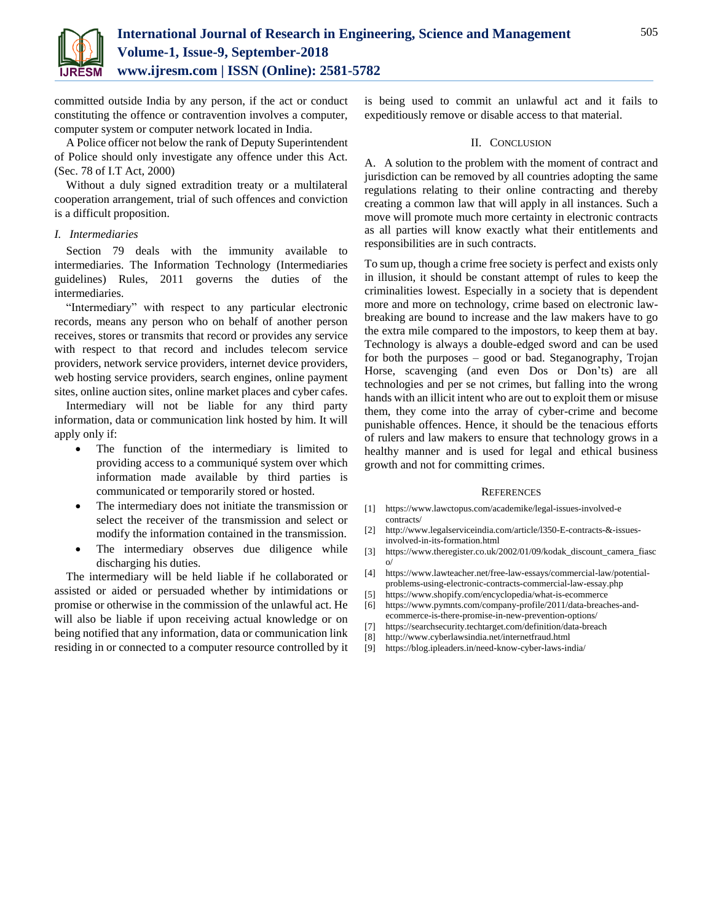committed outside India by any person, if the act or conduct constituting the offence or contravention involves a computer, computer system or computer network located in India.

A Police officer not below the rank of Deputy Superintendent of Police should only investigate any offence under this Act. (Sec. 78 of I.T Act, 2000)

Without a duly signed extradition treaty or a multilateral cooperation arrangement, trial of such offences and conviction is a difficult proposition.

### *I. Intermediaries*

Section 79 deals with the immunity available to intermediaries. The Information Technology (Intermediaries guidelines) Rules, 2011 governs the duties of the intermediaries.

"Intermediary" with respect to any particular electronic records, means any person who on behalf of another person receives, stores or transmits that record or provides any service with respect to that record and includes telecom service providers, network service providers, internet device providers, web hosting service providers, search engines, online payment sites, online auction sites, online market places and cyber cafes.

Intermediary will not be liable for any third party information, data or communication link hosted by him. It will apply only if:

- The function of the intermediary is limited to providing access to a communiqué system over which information made available by third parties is communicated or temporarily stored or hosted.
- The intermediary does not initiate the transmission or select the receiver of the transmission and select or modify the information contained in the transmission.
- The intermediary observes due diligence while discharging his duties.

The intermediary will be held liable if he collaborated or assisted or aided or persuaded whether by intimidations or promise or otherwise in the commission of the unlawful act. He will also be liable if upon receiving actual knowledge or on being notified that any information, data or communication link residing in or connected to a computer resource controlled by it is being used to commit an unlawful act and it fails to expeditiously remove or disable access to that material.

## II. Conclusion

A. A solution to the problem with the moment of contract and jurisdiction can be removed by all countries adopting the same regulations relating to their online contracting and thereby creating a common law that will apply in all instances. Such a move will promote much more certainty in electronic contracts as all parties will know exactly what their entitlements and responsibilities are in such contracts.

To sum up, though a crime free society is perfect and exists only in illusion, it should be constant attempt of rules to keep the criminalities lowest. Especially in a society that is dependent more and more on technology, crime based on electronic law-breaking are bound to increase and the law makers have to go the extra mile compared to the impostors, to keep them at bay. Technology is always a double-edged sword and can be used for both the purposes – good or bad. Steganography, Trojan Horse, scavenging (and even Dos or Don'ts) are all technologies and per se not crimes, but falling into the wrong hands with an illicit intent who are out to exploit them or misuse them, they come into the array of cyber-crime and become punishable offences. Hence, it should be the tenacious efforts of rulers and law makers to ensure that technology grows in a healthy manner and is used for legal and ethical business growth and not for committing crimes.

## References

[1] https://www.lawctopus.com/academike/legal-issues-involved-e contracts/

[2] http://www.legalserviceindia.com/article/l350-E-contracts-&-issues-involved-in-its-formation.html

[3] https://www.theregister.co.uk/2002/01/09/kodak_discount_camera_fiasco/

[4] https://www.lawteacher.net/free-law-essays/commercial-law/potential-problems-using-electronic-contracts-commercial-law-essay.php

[5] https://www.shopify.com/encyclopedia/what-is-ecommerce

[6] https://www.pymnts.com/company-profile/2011/data-breaches-and-ecommerce-is-there-promise-in-new-prevention-options/

[7] https://searchsecurity.techtarget.com/definition/data-breach

[8] http://www.cyberlawsindia.net/internetfraud.html

[9] https://blog.ipleaders.in/need-know-cyber-laws-india/